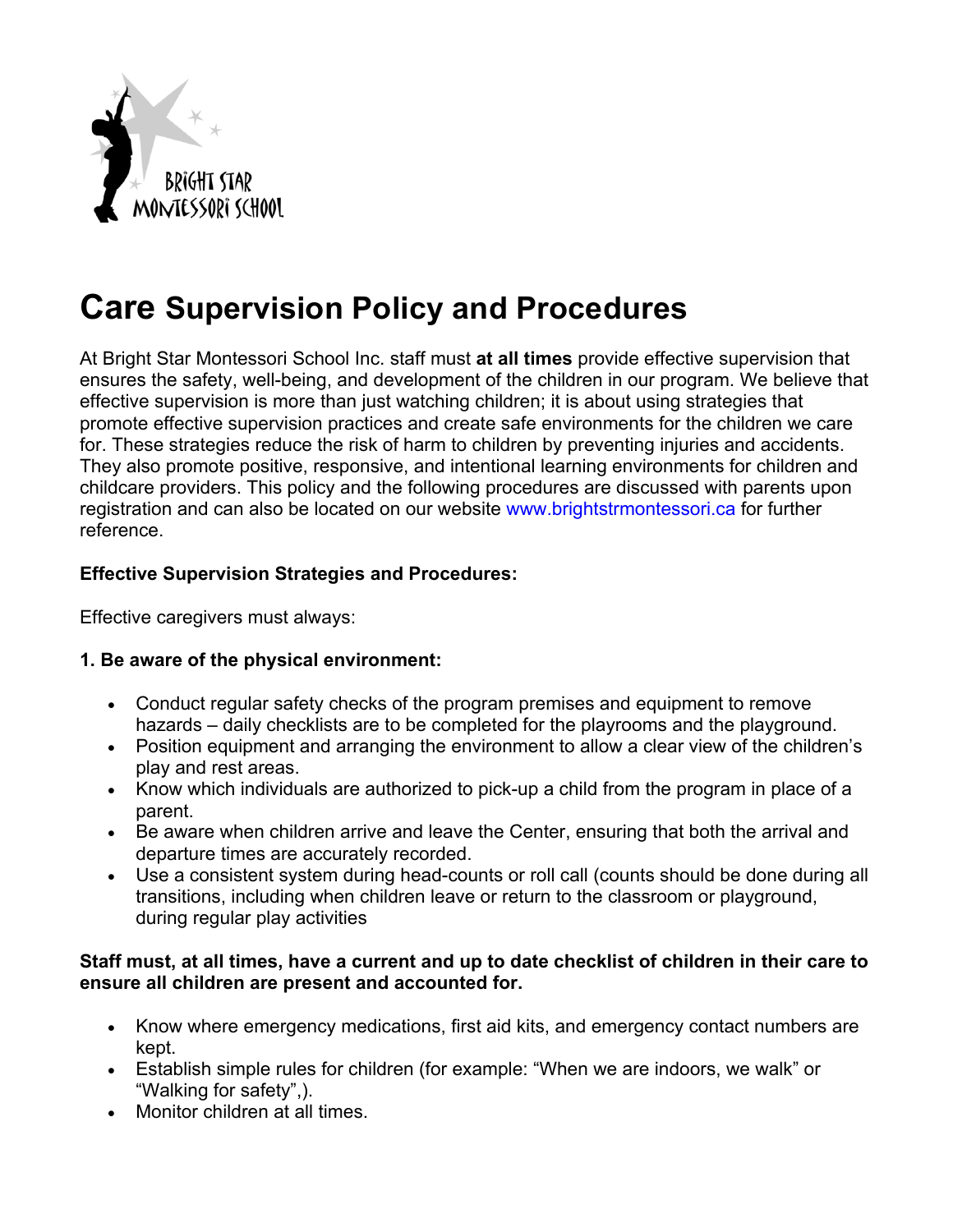# Care Supervision Policy and Procedures

At Bright Star Montessori School Inc. staff must **at all times** provide effective supervision that ensures the safety, well-being, and development of the children in our program. We believe that effective supervision is more than just watching children; it is about using strategies that promote effective supervision practices and create safe environments for the children we care for. These strategies reduce the risk of harm to children by preventing injuries and accidents. They also promote positive, responsive, and intentional learning environments for children and childcare providers. This policy and the following procedures are discussed with parents upon registration and can also be located on our website www.brightstrmontessori.ca for further reference.

**Effective Supervision Strategies and Procedures:**

Effective caregivers must always:

**1. Be aware of the physical environment:**

- Conduct regular safety checks of the program premises and equipment to remove hazards – daily checklists are to be completed for the playrooms and the playground.
- Position equipment and arranging the environment to allow a clear view of the children's play and rest areas.
- Know which individuals are authorized to pick-up a child from the program in place of a parent.
- Be aware when children arrive and leave the Center, ensuring that both the arrival and departure times are accurately recorded.
- Use a consistent system during head-counts or roll call (counts should be done during all transitions, including when children leave or return to the classroom or playground, during regular play activities

**Staff must, at all times, have a current and up to date checklist of children in their care to ensure all children are present and accounted for.**

- Know where emergency medications, first aid kits, and emergency contact numbers are kept.
- Establish simple rules for children (for example: "When we are indoors, we walk" or "Walking for safety",).
- Monitor children at all times.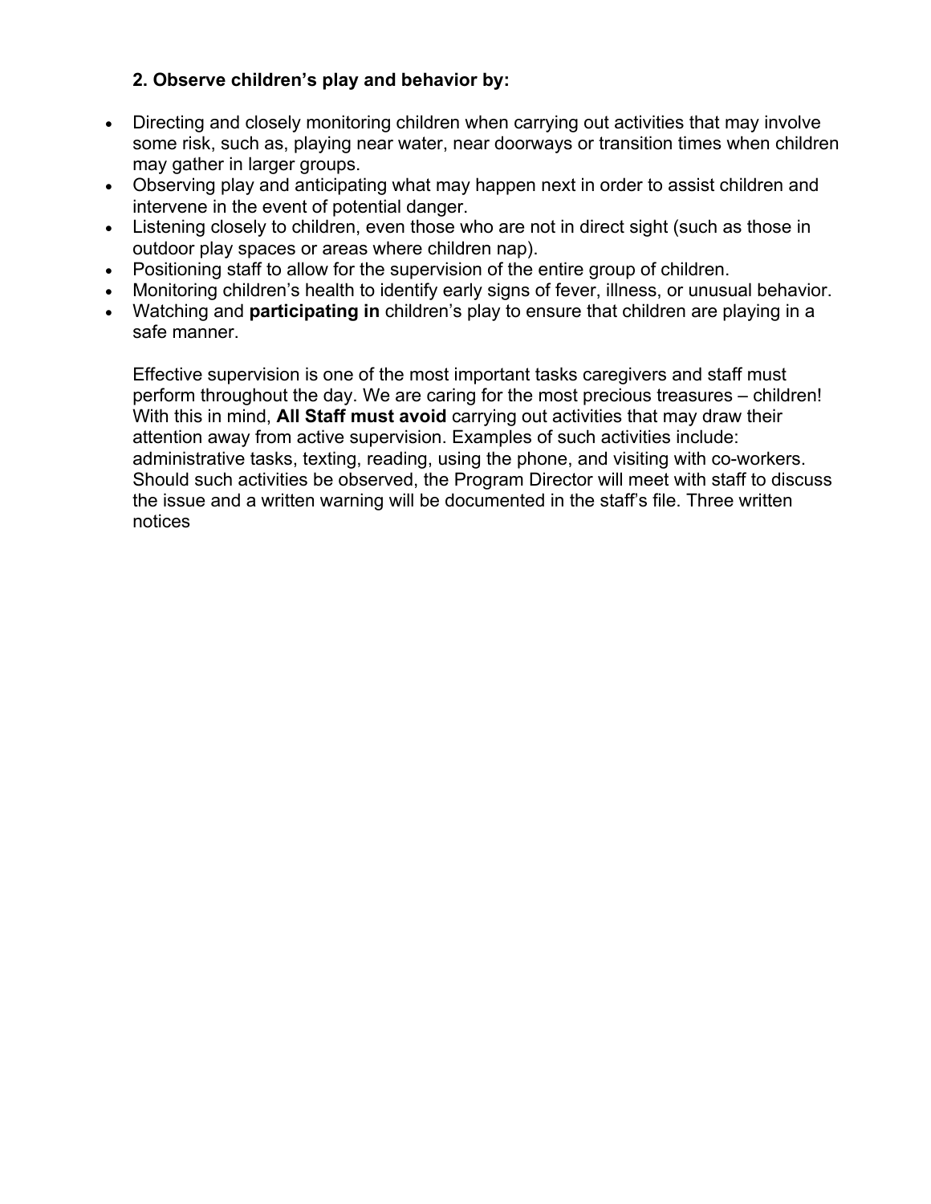**2. Observe children's play and behavior by:**

- Directing and closely monitoring children when carrying out activities that may involve some risk, such as, playing near water, near doorways or transition times when children may gather in larger groups.
- Observing play and anticipating what may happen next in order to assist children and intervene in the event of potential danger.
- Listening closely to children, even those who are not in direct sight (such as those in outdoor play spaces or areas where children nap).
- Positioning staff to allow for the supervision of the entire group of children.
- Monitoring children's health to identify early signs of fever, illness, or unusual behavior.
- Watching and **participating in** children's play to ensure that children are playing in a safe manner.

Effective supervision is one of the most important tasks caregivers and staff must perform throughout the day. We are caring for the most precious treasures – children! With this in mind, **All Staff must avoid** carrying out activities that may draw their attention away from active supervision. Examples of such activities include: administrative tasks, texting, reading, using the phone, and visiting with co-workers. Should such activities be observed, the Program Director will meet with staff to discuss the issue and a written warning will be documented in the staff's file. Three written notices